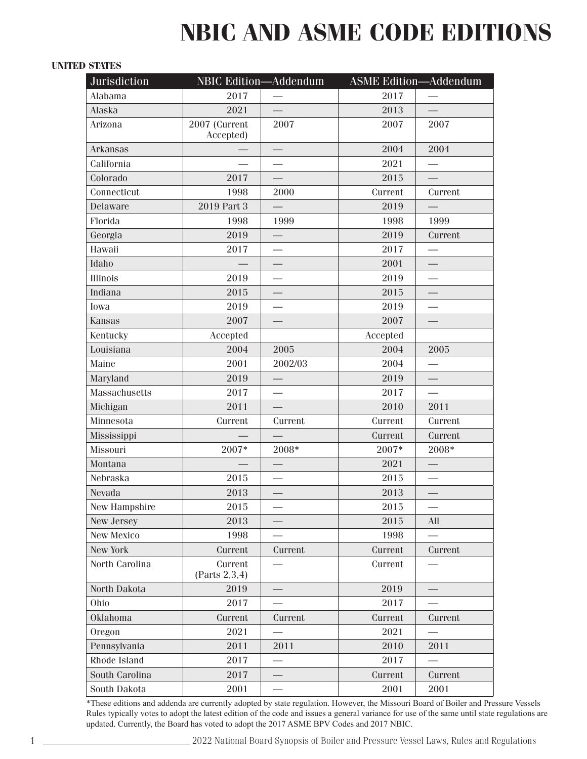# NBIC AND ASME CODE EDITIONS

**UNITED STATES**

| Jurisdiction | NBIC Edition—Addendum | | ASME Edition—Addendum | |
|---|---|---|---|---|
| Alabama | 2017 | — | 2017 | — |
| Alaska | 2021 | — | 2013 | — |
| Arizona | 2007 (Current Accepted) | 2007 | 2007 | 2007 |
| Arkansas | — | — | 2004 | 2004 |
| California | — | — | 2021 | — |
| Colorado | 2017 | — | 2015 | — |
| Connecticut | 1998 | 2000 | Current | Current |
| Delaware | 2019 Part 3 | — | 2019 | — |
| Florida | 1998 | 1999 | 1998 | 1999 |
| Georgia | 2019 | — | 2019 | Current |
| Hawaii | 2017 | — | 2017 | — |
| Idaho | — | — | 2001 | — |
| Illinois | 2019 | — | 2019 | — |
| Indiana | 2015 | — | 2015 | — |
| Iowa | 2019 | — | 2019 | — |
| Kansas | 2007 | — | 2007 | — |
| Kentucky | Accepted | | Accepted | |
| Louisiana | 2004 | 2005 | 2004 | 2005 |
| Maine | 2001 | 2002/03 | 2004 | — |
| Maryland | 2019 | — | 2019 | — |
| Massachusetts | 2017 | — | 2017 | — |
| Michigan | 2011 | — | 2010 | 2011 |
| Minnesota | Current | Current | Current | Current |
| Mississippi | — | — | Current | Current |
| Missouri | 2007* | 2008* | 2007* | 2008* |
| Montana | — | — | 2021 | — |
| Nebraska | 2015 | — | 2015 | — |
| Nevada | 2013 | — | 2013 | — |
| New Hampshire | 2015 | — | 2015 | — |
| New Jersey | 2013 | — | 2015 | All |
| New Mexico | 1998 | — | 1998 | — |
| New York | Current | Current | Current | Current |
| North Carolina | Current (Parts 2,3,4) | — | Current | — |
| North Dakota | 2019 | — | 2019 | — |
| Ohio | 2017 | — | 2017 | — |
| Oklahoma | Current | Current | Current | Current |
| Oregon | 2021 | — | 2021 | — |
| Pennsylvania | 2011 | 2011 | 2010 | 2011 |
| Rhode Island | 2017 | — | 2017 | — |
| South Carolina | 2017 | — | Current | Current |
| South Dakota | 2001 | — | 2001 | 2001 |

*These editions and addenda are currently adopted by state regulation. However, the Missouri Board of Boiler and Pressure Vessels Rules typically votes to adopt the latest edition of the code and issues a general variance for use of the same until state regulations are updated. Currently, the Board has voted to adopt the 2017 ASME BPV Codes and 2017 NBIC.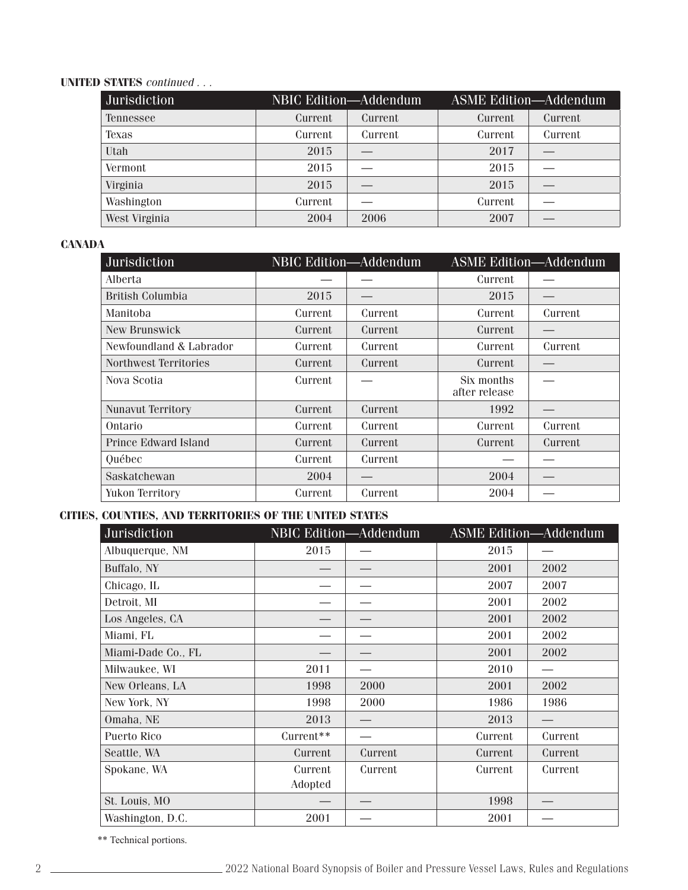**UNITED STATES** *continued . . .*

| Jurisdiction | NBIC Edition—Addendum | | ASME Edition—Addendum | |
|---|---|---|---|---|
| Tennessee | Current | Current | Current | Current |
| Texas | Current | Current | Current | Current |
| Utah | 2015 | — | 2017 | — |
| Vermont | 2015 | — | 2015 | — |
| Virginia | 2015 | — | 2015 | — |
| Washington | Current | — | Current | — |
| West Virginia | 2004 | 2006 | 2007 | — |

**CANADA**

| Jurisdiction | NBIC Edition—Addendum | | ASME Edition—Addendum | |
|---|---|---|---|---|
| Alberta | — | — | Current | — |
| British Columbia | 2015 | — | 2015 | — |
| Manitoba | Current | Current | Current | Current |
| New Brunswick | Current | Current | Current | — |
| Newfoundland & Labrador | Current | Current | Current | Current |
| Northwest Territories | Current | Current | Current | — |
| Nova Scotia | Current | — | Six months after release | — |
| Nunavut Territory | Current | Current | 1992 | — |
| Ontario | Current | Current | Current | Current |
| Prince Edward Island | Current | Current | Current | Current |
| Québec | Current | Current | — | — |
| Saskatchewan | 2004 | — | 2004 | — |
| Yukon Territory | Current | Current | 2004 | — |

**CITIES, COUNTIES, AND TERRITORIES OF THE UNITED STATES**

| Jurisdiction | NBIC Edition—Addendum | | ASME Edition—Addendum | |
|---|---|---|---|---|
| Albuquerque, NM | 2015 | — | 2015 | — |
| Buffalo, NY | — | — | 2001 | 2002 |
| Chicago, IL | — | — | 2007 | 2007 |
| Detroit, MI | — | — | 2001 | 2002 |
| Los Angeles, CA | — | — | 2001 | 2002 |
| Miami, FL | — | — | 2001 | 2002 |
| Miami-Dade Co., FL | — | — | 2001 | 2002 |
| Milwaukee, WI | 2011 | — | 2010 | — |
| New Orleans, LA | 1998 | 2000 | 2001 | 2002 |
| New York, NY | 1998 | 2000 | 1986 | 1986 |
| Omaha, NE | 2013 | — | 2013 | — |
| Puerto Rico | Current** | — | Current | Current |
| Seattle, WA | Current | Current | Current | Current |
| Spokane, WA | Current Adopted | Current | Current | Current |
| St. Louis, MO | — | — | 1998 | — |
| Washington, D.C. | 2001 | — | 2001 | — |

** Technical portions.